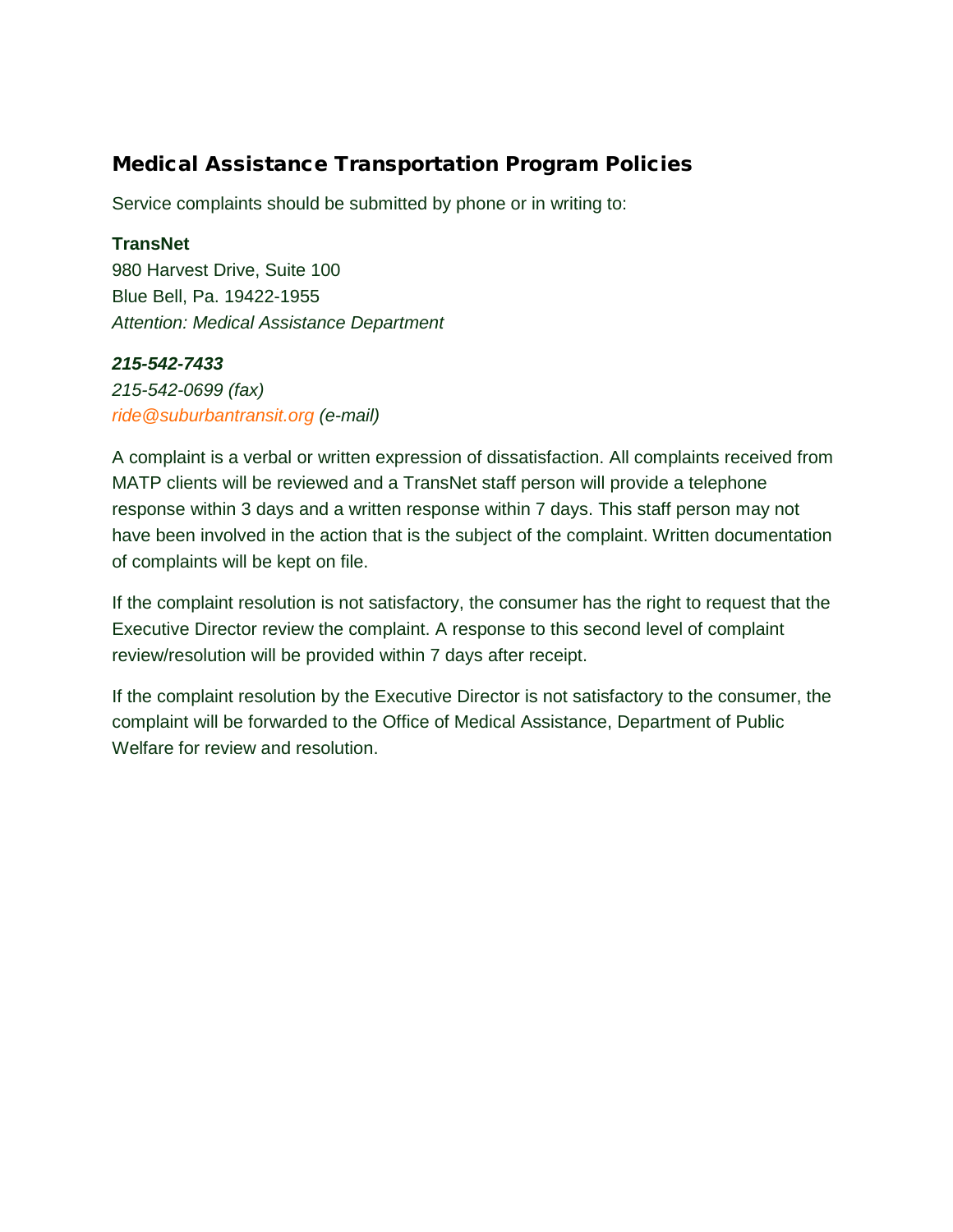## Medical Assistance Transportation Program Policies

Service complaints should be submitted by phone or in writing to:

**TransNet**
980 Harvest Drive, Suite 100
Blue Bell, Pa. 19422-1955
*Attention: Medical Assistance Department*

***215-542-7433***
*215-542-0699 (fax)*
*ride@suburbantransit.org (e-mail)*

A complaint is a verbal or written expression of dissatisfaction. All complaints received from MATP clients will be reviewed and a TransNet staff person will provide a telephone response within 3 days and a written response within 7 days. This staff person may not have been involved in the action that is the subject of the complaint. Written documentation of complaints will be kept on file.

If the complaint resolution is not satisfactory, the consumer has the right to request that the Executive Director review the complaint. A response to this second level of complaint review/resolution will be provided within 7 days after receipt.

If the complaint resolution by the Executive Director is not satisfactory to the consumer, the complaint will be forwarded to the Office of Medical Assistance, Department of Public Welfare for review and resolution.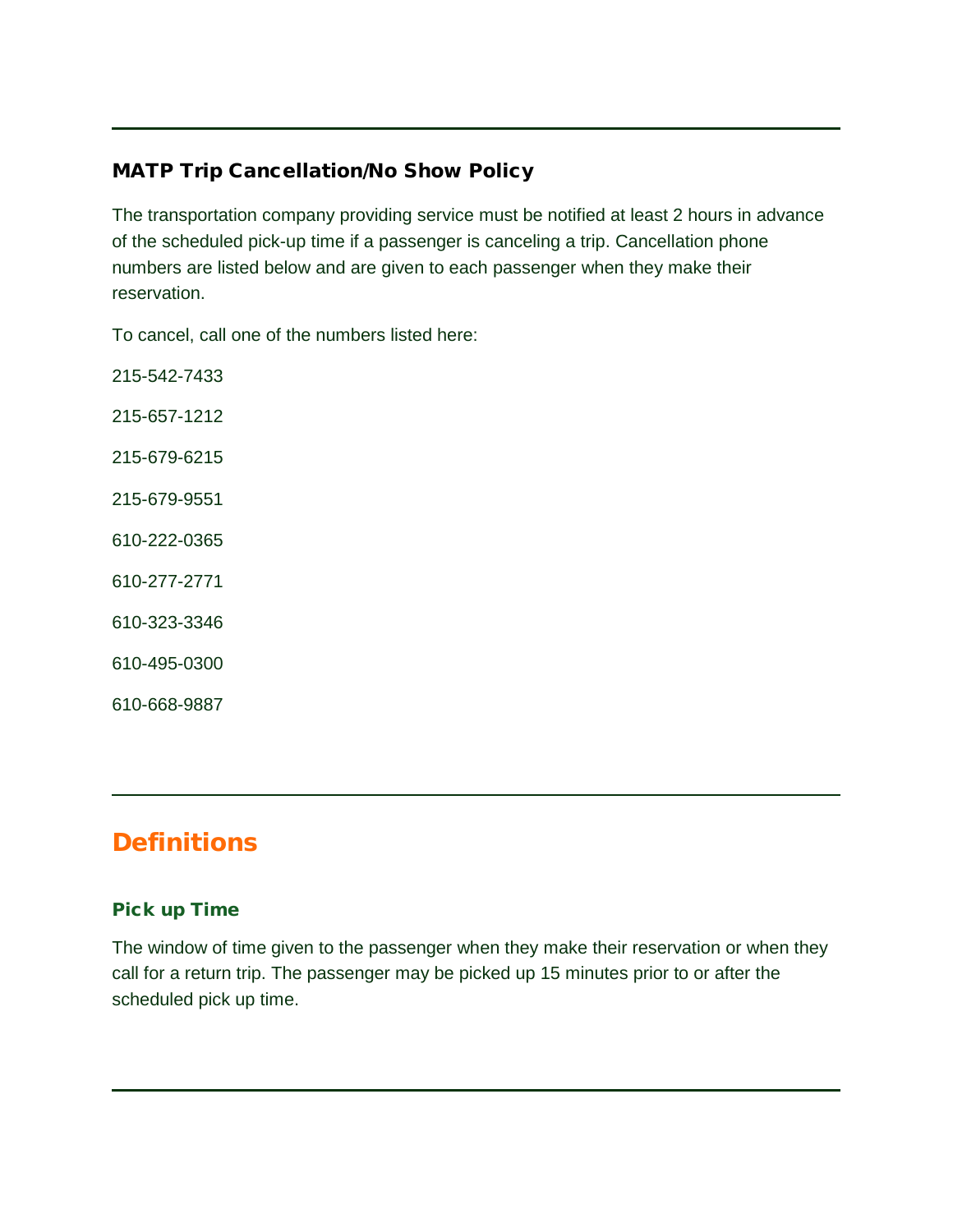### MATP Trip Cancellation/No Show Policy

The transportation company providing service must be notified at least 2 hours in advance of the scheduled pick-up time if a passenger is canceling a trip. Cancellation phone numbers are listed below and are given to each passenger when they make their reservation.

To cancel, call one of the numbers listed here:

215-542-7433

215-657-1212

215-679-6215

215-679-9551

610-222-0365

610-277-2771

610-323-3346

610-495-0300

610-668-9887

## Definitions

### Pick up Time

The window of time given to the passenger when they make their reservation or when they call for a return trip. The passenger may be picked up 15 minutes prior to or after the scheduled pick up time.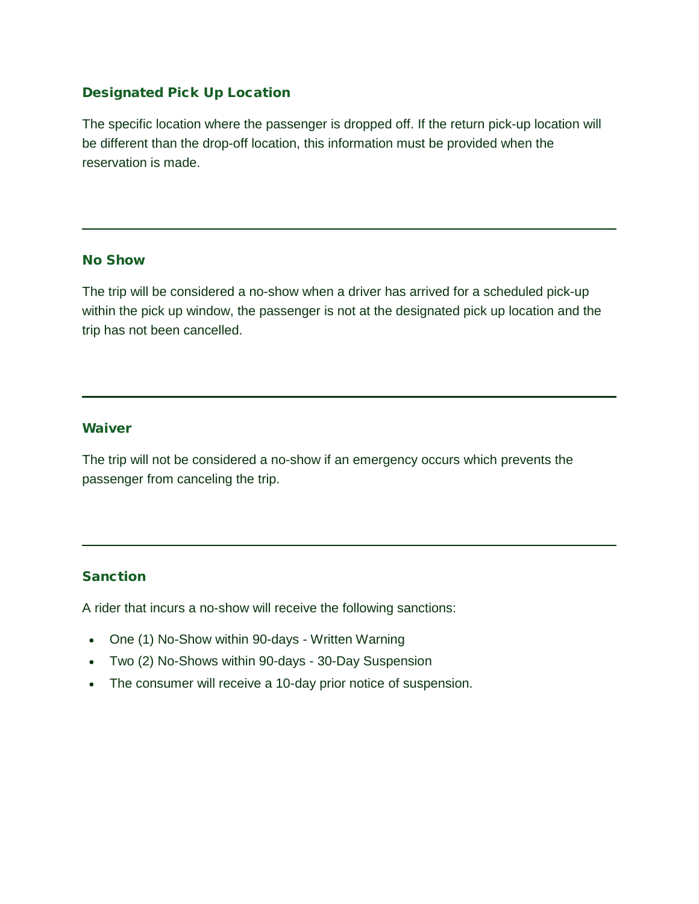### Designated Pick Up Location

The specific location where the passenger is dropped off. If the return pick-up location will be different than the drop-off location, this information must be provided when the reservation is made.

---

### No Show

The trip will be considered a no-show when a driver has arrived for a scheduled pick-up within the pick up window, the passenger is not at the designated pick up location and the trip has not been cancelled.

---

### Waiver

The trip will not be considered a no-show if an emergency occurs which prevents the passenger from canceling the trip.

---

### Sanction

A rider that incurs a no-show will receive the following sanctions:

- One (1) No-Show within 90-days - Written Warning
- Two (2) No-Shows within 90-days - 30-Day Suspension
- The consumer will receive a 10-day prior notice of suspension.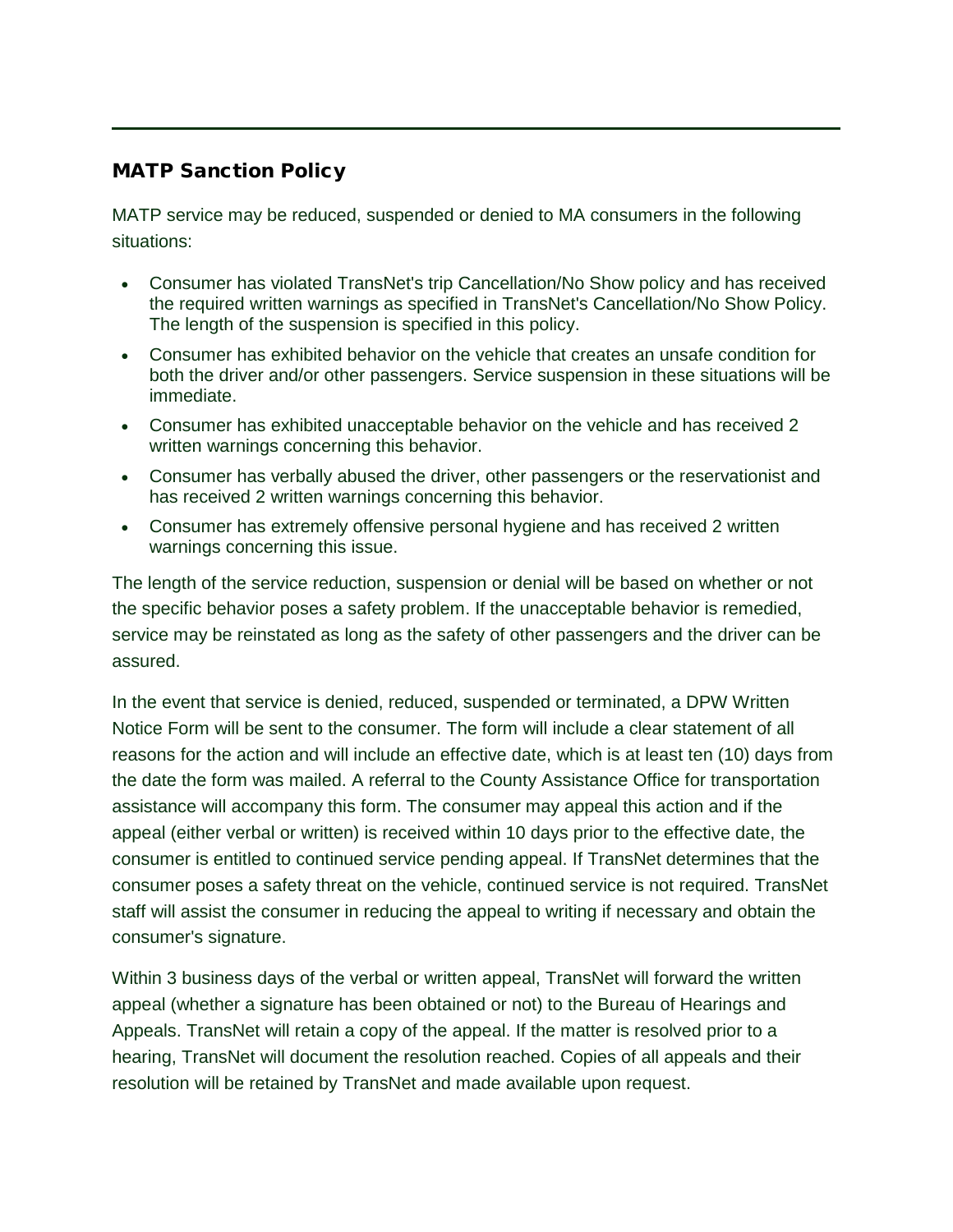## MATP Sanction Policy

MATP service may be reduced, suspended or denied to MA consumers in the following situations:

- Consumer has violated TransNet's trip Cancellation/No Show policy and has received the required written warnings as specified in TransNet's Cancellation/No Show Policy. The length of the suspension is specified in this policy.
- Consumer has exhibited behavior on the vehicle that creates an unsafe condition for both the driver and/or other passengers. Service suspension in these situations will be immediate.
- Consumer has exhibited unacceptable behavior on the vehicle and has received 2 written warnings concerning this behavior.
- Consumer has verbally abused the driver, other passengers or the reservationist and has received 2 written warnings concerning this behavior.
- Consumer has extremely offensive personal hygiene and has received 2 written warnings concerning this issue.

The length of the service reduction, suspension or denial will be based on whether or not the specific behavior poses a safety problem. If the unacceptable behavior is remedied, service may be reinstated as long as the safety of other passengers and the driver can be assured.

In the event that service is denied, reduced, suspended or terminated, a DPW Written Notice Form will be sent to the consumer. The form will include a clear statement of all reasons for the action and will include an effective date, which is at least ten (10) days from the date the form was mailed. A referral to the County Assistance Office for transportation assistance will accompany this form. The consumer may appeal this action and if the appeal (either verbal or written) is received within 10 days prior to the effective date, the consumer is entitled to continued service pending appeal. If TransNet determines that the consumer poses a safety threat on the vehicle, continued service is not required. TransNet staff will assist the consumer in reducing the appeal to writing if necessary and obtain the consumer's signature.

Within 3 business days of the verbal or written appeal, TransNet will forward the written appeal (whether a signature has been obtained or not) to the Bureau of Hearings and Appeals. TransNet will retain a copy of the appeal. If the matter is resolved prior to a hearing, TransNet will document the resolution reached. Copies of all appeals and their resolution will be retained by TransNet and made available upon request.